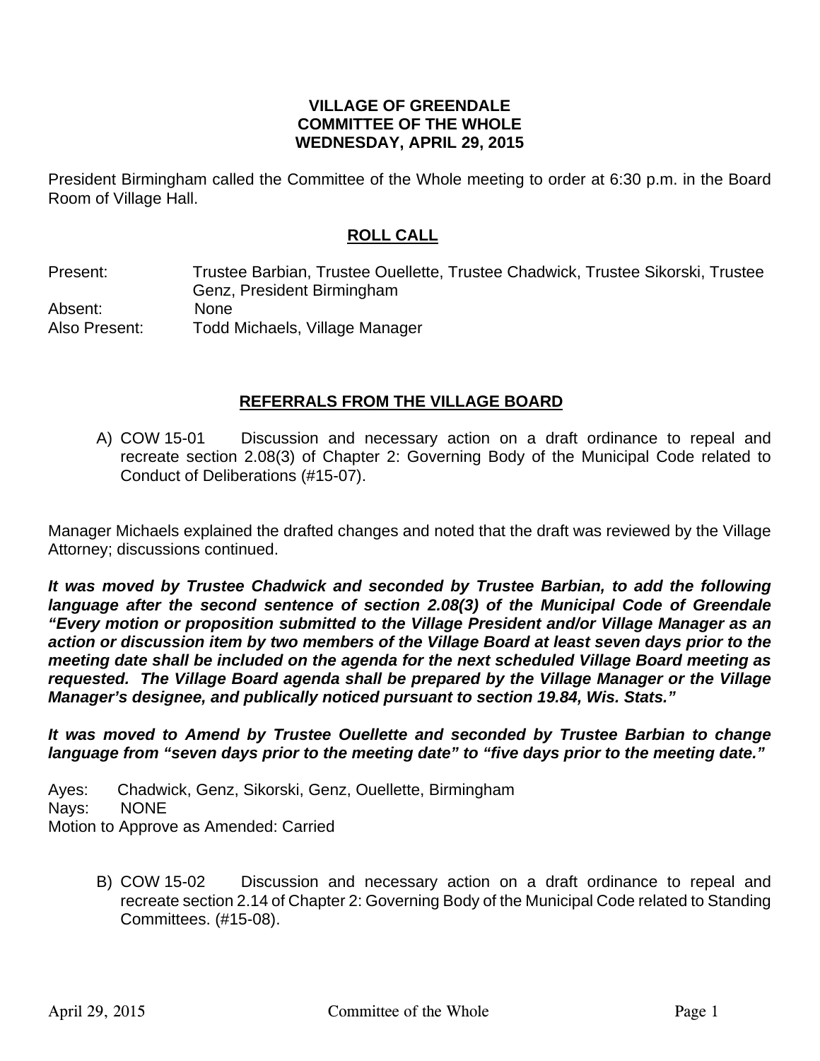**VILLAGE OF GREENDALE**
**COMMITTEE OF THE WHOLE**
**WEDNESDAY, APRIL 29, 2015**

President Birmingham called the Committee of the Whole meeting to order at 6:30 p.m. in the Board Room of Village Hall.

## ROLL CALL

Present: Trustee Barbian, Trustee Ouellette, Trustee Chadwick, Trustee Sikorski, Trustee Genz, President Birmingham
Absent: None
Also Present: Todd Michaels, Village Manager

## REFERRALS FROM THE VILLAGE BOARD

A) COW 15-01 Discussion and necessary action on a draft ordinance to repeal and recreate section 2.08(3) of Chapter 2: Governing Body of the Municipal Code related to Conduct of Deliberations (#15-07).

Manager Michaels explained the drafted changes and noted that the draft was reviewed by the Village Attorney; discussions continued.

***It was moved by Trustee Chadwick and seconded by Trustee Barbian, to add the following language after the second sentence of section 2.08(3) of the Municipal Code of Greendale "Every motion or proposition submitted to the Village President and/or Village Manager as an action or discussion item by two members of the Village Board at least seven days prior to the meeting date shall be included on the agenda for the next scheduled Village Board meeting as requested. The Village Board agenda shall be prepared by the Village Manager or the Village Manager's designee, and publically noticed pursuant to section 19.84, Wis. Stats."***

***It was moved to Amend by Trustee Ouellette and seconded by Trustee Barbian to change language from "seven days prior to the meeting date" to "five days prior to the meeting date."***

Ayes: Chadwick, Genz, Sikorski, Genz, Ouellette, Birmingham
Nays: NONE
Motion to Approve as Amended: Carried

B) COW 15-02 Discussion and necessary action on a draft ordinance to repeal and recreate section 2.14 of Chapter 2: Governing Body of the Municipal Code related to Standing Committees. (#15-08).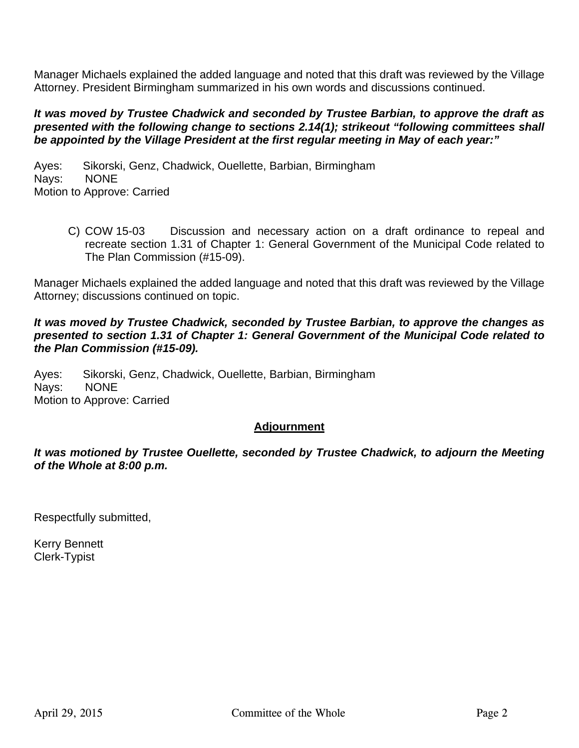Manager Michaels explained the added language and noted that this draft was reviewed by the Village Attorney. President Birmingham summarized in his own words and discussions continued.

***It was moved by Trustee Chadwick and seconded by Trustee Barbian, to approve the draft as presented with the following change to sections 2.14(1); strikeout "following committees shall be appointed by the Village President at the first regular meeting in May of each year:"***

Ayes: Sikorski, Genz, Chadwick, Ouellette, Barbian, Birmingham
Nays: NONE
Motion to Approve: Carried

C) COW 15-03 Discussion and necessary action on a draft ordinance to repeal and recreate section 1.31 of Chapter 1: General Government of the Municipal Code related to The Plan Commission (#15-09).

Manager Michaels explained the added language and noted that this draft was reviewed by the Village Attorney; discussions continued on topic.

***It was moved by Trustee Chadwick, seconded by Trustee Barbian, to approve the changes as presented to section 1.31 of Chapter 1: General Government of the Municipal Code related to the Plan Commission (#15-09).***

Ayes: Sikorski, Genz, Chadwick, Ouellette, Barbian, Birmingham
Nays: NONE
Motion to Approve: Carried

## **Adjournment**

***It was motioned by Trustee Ouellette, seconded by Trustee Chadwick, to adjourn the Meeting of the Whole at 8:00 p.m.***

Respectfully submitted,

Kerry Bennett
Clerk-Typist